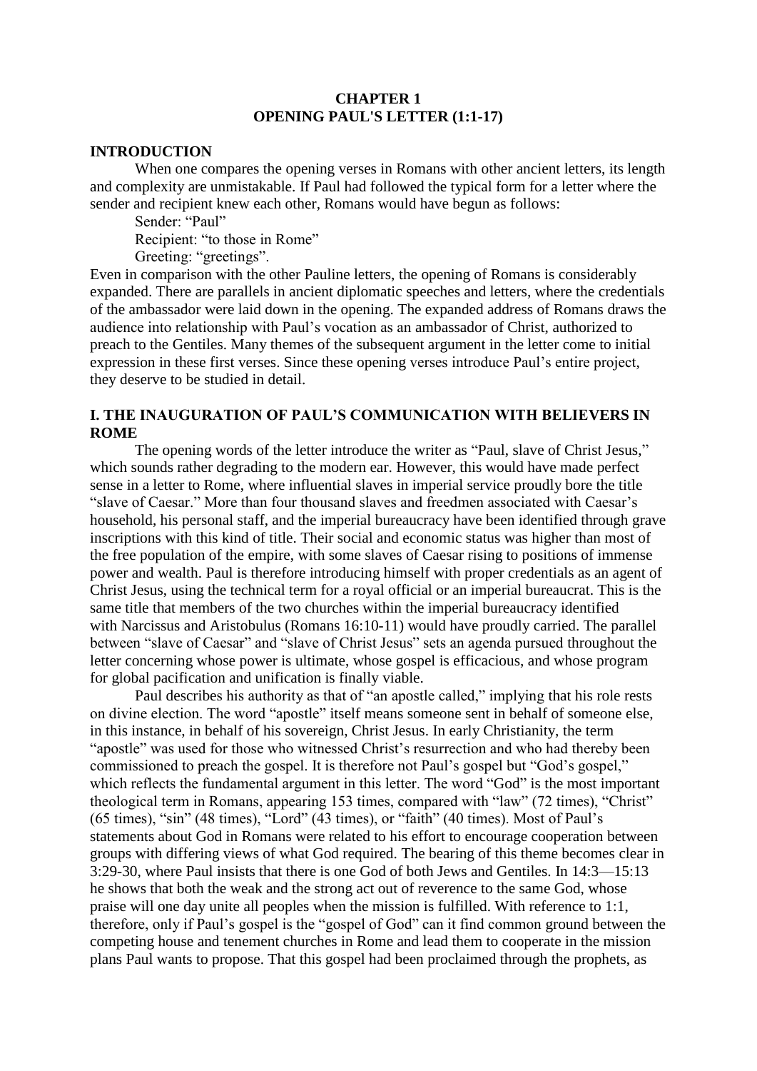# CHAPTER 1
# OPENING PAUL'S LETTER (1:1-17)

## INTRODUCTION

When one compares the opening verses in Romans with other ancient letters, its length and complexity are unmistakable. If Paul had followed the typical form for a letter where the sender and recipient knew each other, Romans would have begun as follows:

Sender: "Paul"
Recipient: "to those in Rome"
Greeting: "greetings".

Even in comparison with the other Pauline letters, the opening of Romans is considerably expanded. There are parallels in ancient diplomatic speeches and letters, where the credentials of the ambassador were laid down in the opening. The expanded address of Romans draws the audience into relationship with Paul's vocation as an ambassador of Christ, authorized to preach to the Gentiles. Many themes of the subsequent argument in the letter come to initial expression in these first verses. Since these opening verses introduce Paul's entire project, they deserve to be studied in detail.

## I. THE INAUGURATION OF PAUL'S COMMUNICATION WITH BELIEVERS IN ROME

The opening words of the letter introduce the writer as "Paul, slave of Christ Jesus," which sounds rather degrading to the modern ear. However, this would have made perfect sense in a letter to Rome, where influential slaves in imperial service proudly bore the title "slave of Caesar." More than four thousand slaves and freedmen associated with Caesar's household, his personal staff, and the imperial bureaucracy have been identified through grave inscriptions with this kind of title. Their social and economic status was higher than most of the free population of the empire, with some slaves of Caesar rising to positions of immense power and wealth. Paul is therefore introducing himself with proper credentials as an agent of Christ Jesus, using the technical term for a royal official or an imperial bureaucrat. This is the same title that members of the two churches within the imperial bureaucracy identified with Narcissus and Aristobulus (Romans 16:10-11) would have proudly carried. The parallel between "slave of Caesar" and "slave of Christ Jesus" sets an agenda pursued throughout the letter concerning whose power is ultimate, whose gospel is efficacious, and whose program for global pacification and unification is finally viable.

Paul describes his authority as that of "an apostle called," implying that his role rests on divine election. The word "apostle" itself means someone sent in behalf of someone else, in this instance, in behalf of his sovereign, Christ Jesus. In early Christianity, the term "apostle" was used for those who witnessed Christ's resurrection and who had thereby been commissioned to preach the gospel. It is therefore not Paul's gospel but "God's gospel," which reflects the fundamental argument in this letter. The word "God" is the most important theological term in Romans, appearing 153 times, compared with "law" (72 times), "Christ" (65 times), "sin" (48 times), "Lord" (43 times), or "faith" (40 times). Most of Paul's statements about God in Romans were related to his effort to encourage cooperation between groups with differing views of what God required. The bearing of this theme becomes clear in 3:29-30, where Paul insists that there is one God of both Jews and Gentiles. In 14:3—15:13 he shows that both the weak and the strong act out of reverence to the same God, whose praise will one day unite all peoples when the mission is fulfilled. With reference to 1:1, therefore, only if Paul's gospel is the "gospel of God" can it find common ground between the competing house and tenement churches in Rome and lead them to cooperate in the mission plans Paul wants to propose. That this gospel had been proclaimed through the prophets, as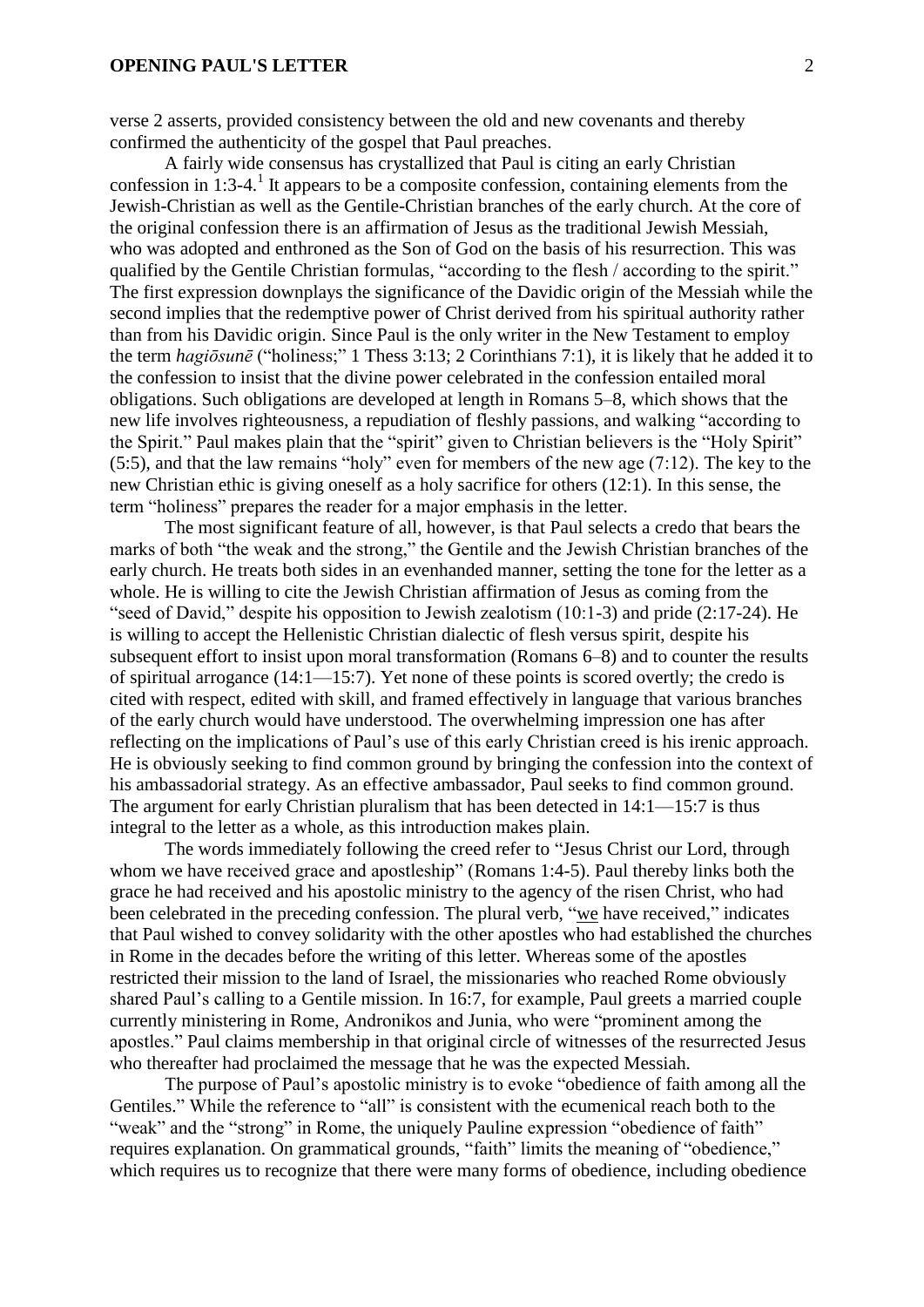verse 2 asserts, provided consistency between the old and new covenants and thereby confirmed the authenticity of the gospel that Paul preaches.

A fairly wide consensus has crystallized that Paul is citing an early Christian confession in 1:3-4.[1] It appears to be a composite confession, containing elements from the Jewish-Christian as well as the Gentile-Christian branches of the early church. At the core of the original confession there is an affirmation of Jesus as the traditional Jewish Messiah, who was adopted and enthroned as the Son of God on the basis of his resurrection. This was qualified by the Gentile Christian formulas, "according to the flesh / according to the spirit." The first expression downplays the significance of the Davidic origin of the Messiah while the second implies that the redemptive power of Christ derived from his spiritual authority rather than from his Davidic origin. Since Paul is the only writer in the New Testament to employ the term *hagiōsunē* ("holiness;" 1 Thess 3:13; 2 Corinthians 7:1), it is likely that he added it to the confession to insist that the divine power celebrated in the confession entailed moral obligations. Such obligations are developed at length in Romans 5–8, which shows that the new life involves righteousness, a repudiation of fleshly passions, and walking "according to the Spirit." Paul makes plain that the "spirit" given to Christian believers is the "Holy Spirit" (5:5), and that the law remains "holy" even for members of the new age (7:12). The key to the new Christian ethic is giving oneself as a holy sacrifice for others (12:1). In this sense, the term "holiness" prepares the reader for a major emphasis in the letter.

The most significant feature of all, however, is that Paul selects a credo that bears the marks of both "the weak and the strong," the Gentile and the Jewish Christian branches of the early church. He treats both sides in an evenhanded manner, setting the tone for the letter as a whole. He is willing to cite the Jewish Christian affirmation of Jesus as coming from the "seed of David," despite his opposition to Jewish zealotism (10:1-3) and pride (2:17-24). He is willing to accept the Hellenistic Christian dialectic of flesh versus spirit, despite his subsequent effort to insist upon moral transformation (Romans 6–8) and to counter the results of spiritual arrogance (14:1—15:7). Yet none of these points is scored overtly; the credo is cited with respect, edited with skill, and framed effectively in language that various branches of the early church would have understood. The overwhelming impression one has after reflecting on the implications of Paul's use of this early Christian creed is his irenic approach. He is obviously seeking to find common ground by bringing the confession into the context of his ambassadorial strategy. As an effective ambassador, Paul seeks to find common ground. The argument for early Christian pluralism that has been detected in 14:1—15:7 is thus integral to the letter as a whole, as this introduction makes plain.

The words immediately following the creed refer to "Jesus Christ our Lord, through whom we have received grace and apostleship" (Romans 1:4-5). Paul thereby links both the grace he had received and his apostolic ministry to the agency of the risen Christ, who had been celebrated in the preceding confession. The plural verb, "<u>we</u> have received," indicates that Paul wished to convey solidarity with the other apostles who had established the churches in Rome in the decades before the writing of this letter. Whereas some of the apostles restricted their mission to the land of Israel, the missionaries who reached Rome obviously shared Paul's calling to a Gentile mission. In 16:7, for example, Paul greets a married couple currently ministering in Rome, Andronikos and Junia, who were "prominent among the apostles." Paul claims membership in that original circle of witnesses of the resurrected Jesus who thereafter had proclaimed the message that he was the expected Messiah.

The purpose of Paul's apostolic ministry is to evoke "obedience of faith among all the Gentiles." While the reference to "all" is consistent with the ecumenical reach both to the "weak" and the "strong" in Rome, the uniquely Pauline expression "obedience of faith" requires explanation. On grammatical grounds, "faith" limits the meaning of "obedience," which requires us to recognize that there were many forms of obedience, including obedience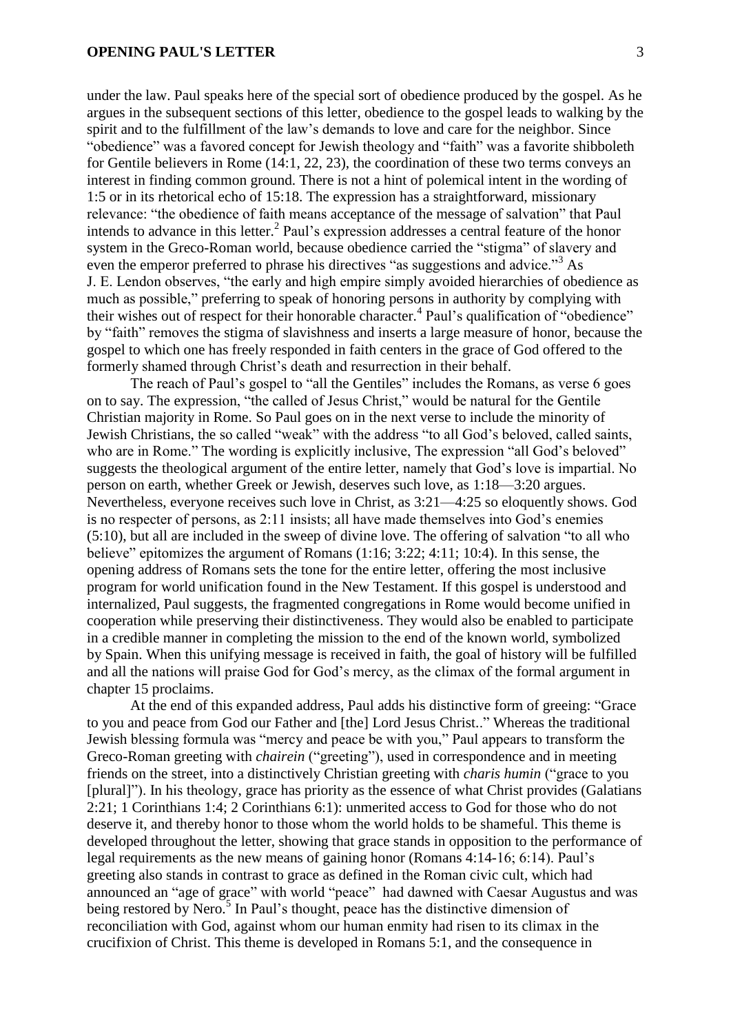under the law. Paul speaks here of the special sort of obedience produced by the gospel. As he argues in the subsequent sections of this letter, obedience to the gospel leads to walking by the spirit and to the fulfillment of the law's demands to love and care for the neighbor. Since "obedience" was a favored concept for Jewish theology and "faith" was a favorite shibboleth for Gentile believers in Rome (14:1, 22, 23), the coordination of these two terms conveys an interest in finding common ground. There is not a hint of polemical intent in the wording of 1:5 or in its rhetorical echo of 15:18. The expression has a straightforward, missionary relevance: "the obedience of faith means acceptance of the message of salvation" that Paul intends to advance in this letter.[2] Paul's expression addresses a central feature of the honor system in the Greco-Roman world, because obedience carried the "stigma" of slavery and even the emperor preferred to phrase his directives "as suggestions and advice."[3] As J. E. Lendon observes, "the early and high empire simply avoided hierarchies of obedience as much as possible," preferring to speak of honoring persons in authority by complying with their wishes out of respect for their honorable character.[4] Paul's qualification of "obedience" by "faith" removes the stigma of slavishness and inserts a large measure of honor, because the gospel to which one has freely responded in faith centers in the grace of God offered to the formerly shamed through Christ's death and resurrection in their behalf.

The reach of Paul's gospel to "all the Gentiles" includes the Romans, as verse 6 goes on to say. The expression, "the called of Jesus Christ," would be natural for the Gentile Christian majority in Rome. So Paul goes on in the next verse to include the minority of Jewish Christians, the so called "weak" with the address "to all God's beloved, called saints, who are in Rome." The wording is explicitly inclusive, The expression "all God's beloved" suggests the theological argument of the entire letter, namely that God's love is impartial. No person on earth, whether Greek or Jewish, deserves such love, as 1:18—3:20 argues. Nevertheless, everyone receives such love in Christ, as 3:21—4:25 so eloquently shows. God is no respecter of persons, as 2:11 insists; all have made themselves into God's enemies (5:10), but all are included in the sweep of divine love. The offering of salvation "to all who believe" epitomizes the argument of Romans (1:16; 3:22; 4:11; 10:4). In this sense, the opening address of Romans sets the tone for the entire letter, offering the most inclusive program for world unification found in the New Testament. If this gospel is understood and internalized, Paul suggests, the fragmented congregations in Rome would become unified in cooperation while preserving their distinctiveness. They would also be enabled to participate in a credible manner in completing the mission to the end of the known world, symbolized by Spain. When this unifying message is received in faith, the goal of history will be fulfilled and all the nations will praise God for God's mercy, as the climax of the formal argument in chapter 15 proclaims.

At the end of this expanded address, Paul adds his distinctive form of greeing: "Grace to you and peace from God our Father and [the] Lord Jesus Christ.." Whereas the traditional Jewish blessing formula was "mercy and peace be with you," Paul appears to transform the Greco-Roman greeting with *chairein* ("greeting"), used in correspondence and in meeting friends on the street, into a distinctively Christian greeting with *charis humin* ("grace to you [plural]"). In his theology, grace has priority as the essence of what Christ provides (Galatians 2:21; 1 Corinthians 1:4; 2 Corinthians 6:1): unmerited access to God for those who do not deserve it, and thereby honor to those whom the world holds to be shameful. This theme is developed throughout the letter, showing that grace stands in opposition to the performance of legal requirements as the new means of gaining honor (Romans 4:14-16; 6:14). Paul's greeting also stands in contrast to grace as defined in the Roman civic cult, which had announced an "age of grace" with world "peace" had dawned with Caesar Augustus and was being restored by Nero.[5] In Paul's thought, peace has the distinctive dimension of reconciliation with God, against whom our human enmity had risen to its climax in the crucifixion of Christ. This theme is developed in Romans 5:1, and the consequence in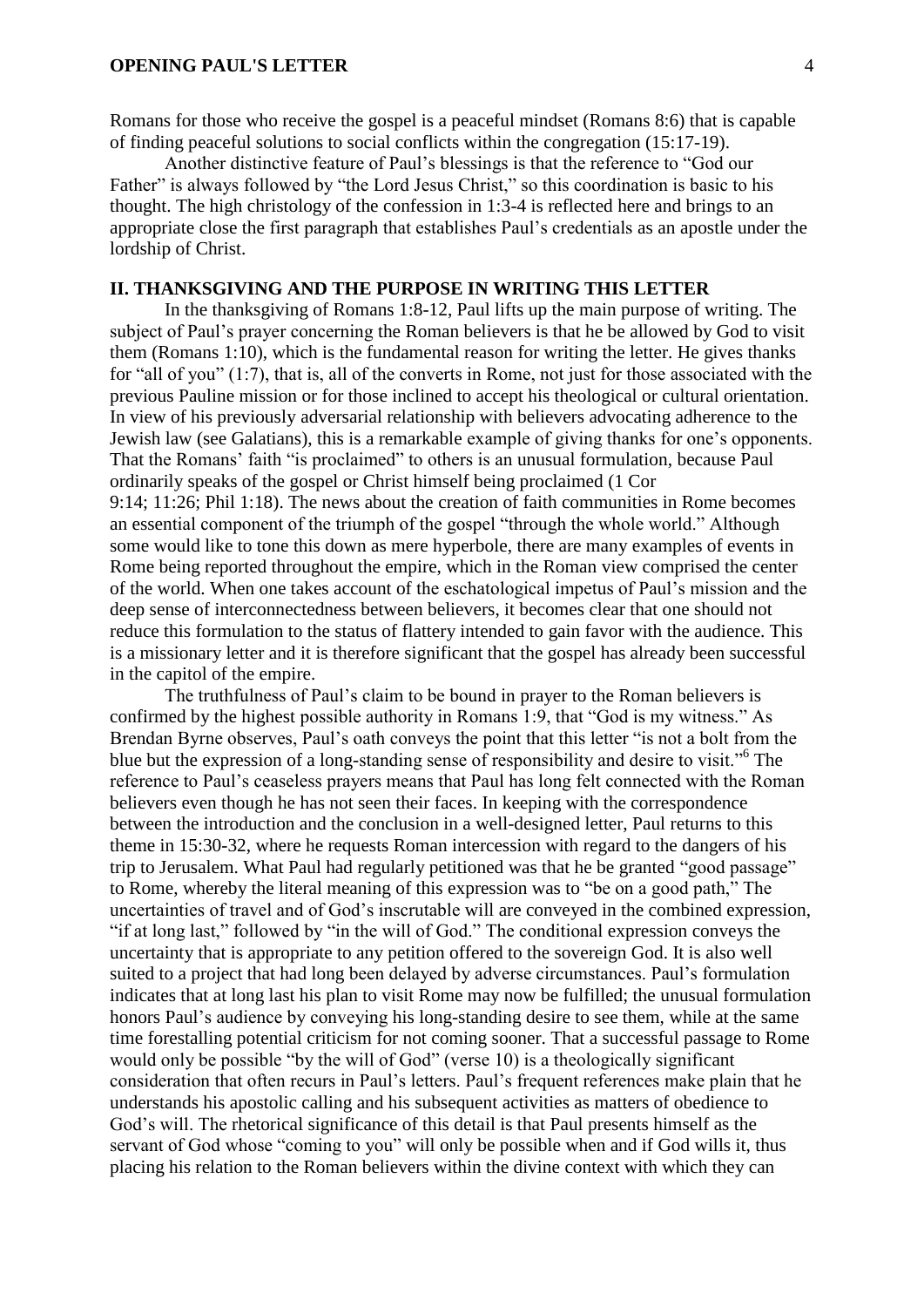Romans for those who receive the gospel is a peaceful mindset (Romans 8:6) that is capable of finding peaceful solutions to social conflicts within the congregation (15:17-19).

Another distinctive feature of Paul's blessings is that the reference to "God our Father" is always followed by "the Lord Jesus Christ," so this coordination is basic to his thought. The high christology of the confession in 1:3-4 is reflected here and brings to an appropriate close the first paragraph that establishes Paul's credentials as an apostle under the lordship of Christ.

## II. THANKSGIVING AND THE PURPOSE IN WRITING THIS LETTER

In the thanksgiving of Romans 1:8-12, Paul lifts up the main purpose of writing. The subject of Paul's prayer concerning the Roman believers is that he be allowed by God to visit them (Romans 1:10), which is the fundamental reason for writing the letter. He gives thanks for "all of you" (1:7), that is, all of the converts in Rome, not just for those associated with the previous Pauline mission or for those inclined to accept his theological or cultural orientation. In view of his previously adversarial relationship with believers advocating adherence to the Jewish law (see Galatians), this is a remarkable example of giving thanks for one's opponents. That the Romans' faith "is proclaimed" to others is an unusual formulation, because Paul ordinarily speaks of the gospel or Christ himself being proclaimed (1 Cor 9:14; 11:26; Phil 1:18). The news about the creation of faith communities in Rome becomes an essential component of the triumph of the gospel "through the whole world." Although some would like to tone this down as mere hyperbole, there are many examples of events in Rome being reported throughout the empire, which in the Roman view comprised the center of the world. When one takes account of the eschatological impetus of Paul's mission and the deep sense of interconnectedness between believers, it becomes clear that one should not reduce this formulation to the status of flattery intended to gain favor with the audience. This is a missionary letter and it is therefore significant that the gospel has already been successful in the capitol of the empire.

The truthfulness of Paul's claim to be bound in prayer to the Roman believers is confirmed by the highest possible authority in Romans 1:9, that "God is my witness." As Brendan Byrne observes, Paul's oath conveys the point that this letter "is not a bolt from the blue but the expression of a long-standing sense of responsibility and desire to visit."[6] The reference to Paul's ceaseless prayers means that Paul has long felt connected with the Roman believers even though he has not seen their faces. In keeping with the correspondence between the introduction and the conclusion in a well-designed letter, Paul returns to this theme in 15:30-32, where he requests Roman intercession with regard to the dangers of his trip to Jerusalem. What Paul had regularly petitioned was that he be granted "good passage" to Rome, whereby the literal meaning of this expression was to "be on a good path," The uncertainties of travel and of God's inscrutable will are conveyed in the combined expression, "if at long last," followed by "in the will of God." The conditional expression conveys the uncertainty that is appropriate to any petition offered to the sovereign God. It is also well suited to a project that had long been delayed by adverse circumstances. Paul's formulation indicates that at long last his plan to visit Rome may now be fulfilled; the unusual formulation honors Paul's audience by conveying his long-standing desire to see them, while at the same time forestalling potential criticism for not coming sooner. That a successful passage to Rome would only be possible "by the will of God" (verse 10) is a theologically significant consideration that often recurs in Paul's letters. Paul's frequent references make plain that he understands his apostolic calling and his subsequent activities as matters of obedience to God's will. The rhetorical significance of this detail is that Paul presents himself as the servant of God whose "coming to you" will only be possible when and if God wills it, thus placing his relation to the Roman believers within the divine context with which they can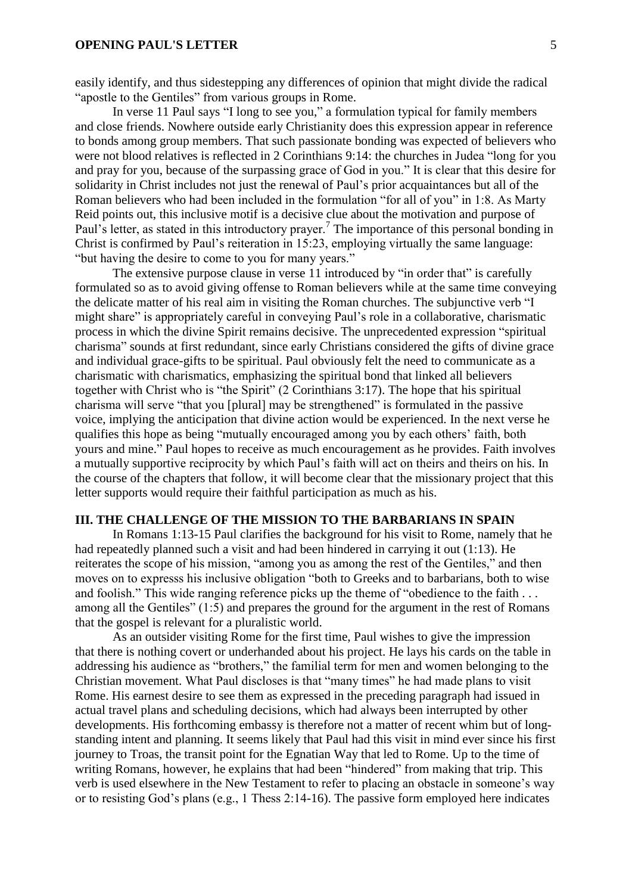easily identify, and thus sidestepping any differences of opinion that might divide the radical "apostle to the Gentiles" from various groups in Rome.

In verse 11 Paul says "I long to see you," a formulation typical for family members and close friends. Nowhere outside early Christianity does this expression appear in reference to bonds among group members. That such passionate bonding was expected of believers who were not blood relatives is reflected in 2 Corinthians 9:14: the churches in Judea "long for you and pray for you, because of the surpassing grace of God in you." It is clear that this desire for solidarity in Christ includes not just the renewal of Paul's prior acquaintances but all of the Roman believers who had been included in the formulation "for all of you" in 1:8. As Marty Reid points out, this inclusive motif is a decisive clue about the motivation and purpose of Paul's letter, as stated in this introductory prayer.[7] The importance of this personal bonding in Christ is confirmed by Paul's reiteration in 15:23, employing virtually the same language: "but having the desire to come to you for many years."

The extensive purpose clause in verse 11 introduced by "in order that" is carefully formulated so as to avoid giving offense to Roman believers while at the same time conveying the delicate matter of his real aim in visiting the Roman churches. The subjunctive verb "I might share" is appropriately careful in conveying Paul's role in a collaborative, charismatic process in which the divine Spirit remains decisive. The unprecedented expression "spiritual charisma" sounds at first redundant, since early Christians considered the gifts of divine grace and individual grace-gifts to be spiritual. Paul obviously felt the need to communicate as a charismatic with charismatics, emphasizing the spiritual bond that linked all believers together with Christ who is "the Spirit" (2 Corinthians 3:17). The hope that his spiritual charisma will serve "that you [plural] may be strengthened" is formulated in the passive voice, implying the anticipation that divine action would be experienced. In the next verse he qualifies this hope as being "mutually encouraged among you by each others' faith, both yours and mine." Paul hopes to receive as much encouragement as he provides. Faith involves a mutually supportive reciprocity by which Paul's faith will act on theirs and theirs on his. In the course of the chapters that follow, it will become clear that the missionary project that this letter supports would require their faithful participation as much as his.

## III. THE CHALLENGE OF THE MISSION TO THE BARBARIANS IN SPAIN

In Romans 1:13-15 Paul clarifies the background for his visit to Rome, namely that he had repeatedly planned such a visit and had been hindered in carrying it out (1:13). He reiterates the scope of his mission, "among you as among the rest of the Gentiles," and then moves on to expresss his inclusive obligation "both to Greeks and to barbarians, both to wise and foolish." This wide ranging reference picks up the theme of "obedience to the faith . . . among all the Gentiles" (1:5) and prepares the ground for the argument in the rest of Romans that the gospel is relevant for a pluralistic world.

As an outsider visiting Rome for the first time, Paul wishes to give the impression that there is nothing covert or underhanded about his project. He lays his cards on the table in addressing his audience as "brothers," the familial term for men and women belonging to the Christian movement. What Paul discloses is that "many times" he had made plans to visit Rome. His earnest desire to see them as expressed in the preceding paragraph had issued in actual travel plans and scheduling decisions, which had always been interrupted by other developments. His forthcoming embassy is therefore not a matter of recent whim but of long-standing intent and planning. It seems likely that Paul had this visit in mind ever since his first journey to Troas, the transit point for the Egnatian Way that led to Rome. Up to the time of writing Romans, however, he explains that had been "hindered" from making that trip. This verb is used elsewhere in the New Testament to refer to placing an obstacle in someone's way or to resisting God's plans (e.g., 1 Thess 2:14-16). The passive form employed here indicates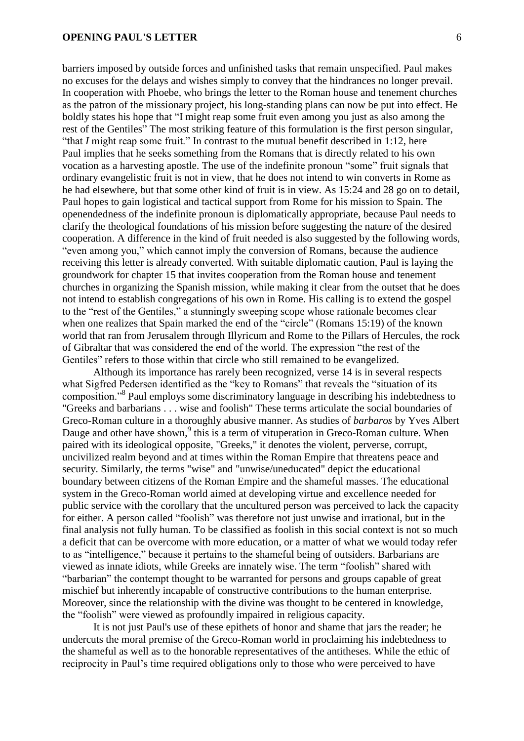barriers imposed by outside forces and unfinished tasks that remain unspecified. Paul makes no excuses for the delays and wishes simply to convey that the hindrances no longer prevail. In cooperation with Phoebe, who brings the letter to the Roman house and tenement churches as the patron of the missionary project, his long-standing plans can now be put into effect. He boldly states his hope that "I might reap some fruit even among you just as also among the rest of the Gentiles" The most striking feature of this formulation is the first person singular, "that *I* might reap some fruit." In contrast to the mutual benefit described in 1:12, here Paul implies that he seeks something from the Romans that is directly related to his own vocation as a harvesting apostle. The use of the indefinite pronoun "some" fruit signals that ordinary evangelistic fruit is not in view, that he does not intend to win converts in Rome as he had elsewhere, but that some other kind of fruit is in view. As 15:24 and 28 go on to detail, Paul hopes to gain logistical and tactical support from Rome for his mission to Spain. The openendedness of the indefinite pronoun is diplomatically appropriate, because Paul needs to clarify the theological foundations of his mission before suggesting the nature of the desired cooperation. A difference in the kind of fruit needed is also suggested by the following words, "even among you," which cannot imply the conversion of Romans, because the audience receiving this letter is already converted. With suitable diplomatic caution, Paul is laying the groundwork for chapter 15 that invites cooperation from the Roman house and tenement churches in organizing the Spanish mission, while making it clear from the outset that he does not intend to establish congregations of his own in Rome. His calling is to extend the gospel to the "rest of the Gentiles," a stunningly sweeping scope whose rationale becomes clear when one realizes that Spain marked the end of the "circle" (Romans 15:19) of the known world that ran from Jerusalem through Illyricum and Rome to the Pillars of Hercules, the rock of Gibraltar that was considered the end of the world. The expression "the rest of the Gentiles" refers to those within that circle who still remained to be evangelized.

Although its importance has rarely been recognized, verse 14 is in several respects what Sigfred Pedersen identified as the "key to Romans" that reveals the "situation of its composition."[8] Paul employs some discriminatory language in describing his indebtedness to "Greeks and barbarians . . . wise and foolish" These terms articulate the social boundaries of Greco-Roman culture in a thoroughly abusive manner. As studies of *barbaros* by Yves Albert Dauge and other have shown,[9] this is a term of vituperation in Greco-Roman culture. When paired with its ideological opposite, "Greeks," it denotes the violent, perverse, corrupt, uncivilized realm beyond and at times within the Roman Empire that threatens peace and security. Similarly, the terms "wise" and "unwise/uneducated" depict the educational boundary between citizens of the Roman Empire and the shameful masses. The educational system in the Greco-Roman world aimed at developing virtue and excellence needed for public service with the corollary that the uncultured person was perceived to lack the capacity for either. A person called "foolish" was therefore not just unwise and irrational, but in the final analysis not fully human. To be classified as foolish in this social context is not so much a deficit that can be overcome with more education, or a matter of what we would today refer to as "intelligence," because it pertains to the shameful being of outsiders. Barbarians are viewed as innate idiots, while Greeks are innately wise. The term "foolish" shared with "barbarian" the contempt thought to be warranted for persons and groups capable of great mischief but inherently incapable of constructive contributions to the human enterprise. Moreover, since the relationship with the divine was thought to be centered in knowledge, the "foolish" were viewed as profoundly impaired in religious capacity.

It is not just Paul's use of these epithets of honor and shame that jars the reader; he undercuts the moral premise of the Greco-Roman world in proclaiming his indebtedness to the shameful as well as to the honorable representatives of the antitheses. While the ethic of reciprocity in Paul's time required obligations only to those who were perceived to have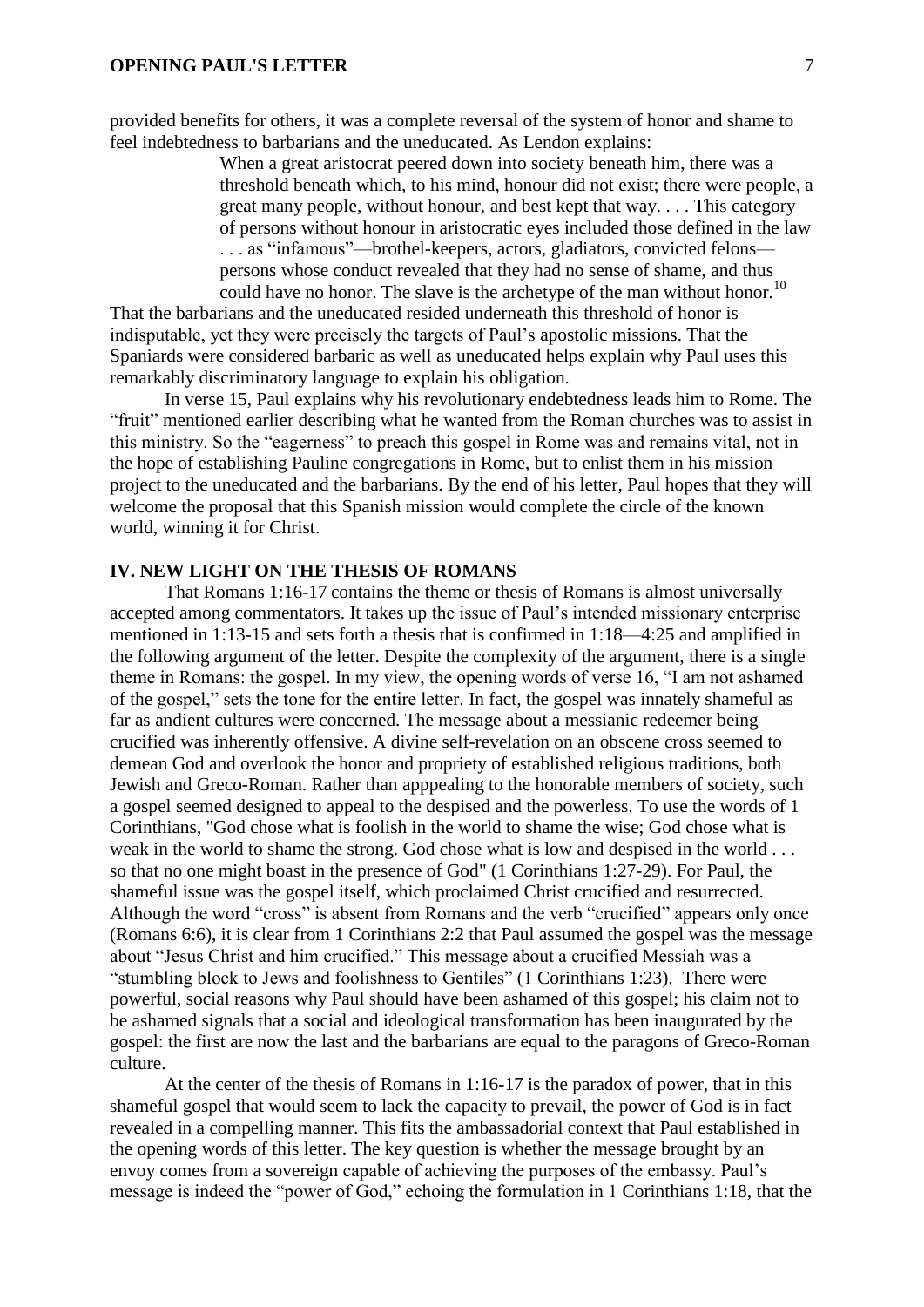provided benefits for others, it was a complete reversal of the system of honor and shame to feel indebtedness to barbarians and the uneducated. As Lendon explains:

> When a great aristocrat peered down into society beneath him, there was a threshold beneath which, to his mind, honour did not exist; there were people, a great many people, without honour, and best kept that way. . . . This category of persons without honour in aristocratic eyes included those defined in the law . . . as "infamous"—brothel-keepers, actors, gladiators, convicted felons—persons whose conduct revealed that they had no sense of shame, and thus could have no honor. The slave is the archetype of the man without honor.[10]

That the barbarians and the uneducated resided underneath this threshold of honor is indisputable, yet they were precisely the targets of Paul's apostolic missions. That the Spaniards were considered barbaric as well as uneducated helps explain why Paul uses this remarkably discriminatory language to explain his obligation.

In verse 15, Paul explains why his revolutionary endebtedness leads him to Rome. The "fruit" mentioned earlier describing what he wanted from the Roman churches was to assist in this ministry. So the "eagerness" to preach this gospel in Rome was and remains vital, not in the hope of establishing Pauline congregations in Rome, but to enlist them in his mission project to the uneducated and the barbarians. By the end of his letter, Paul hopes that they will welcome the proposal that this Spanish mission would complete the circle of the known world, winning it for Christ.

## IV. NEW LIGHT ON THE THESIS OF ROMANS

That Romans 1:16-17 contains the theme or thesis of Romans is almost universally accepted among commentators. It takes up the issue of Paul's intended missionary enterprise mentioned in 1:13-15 and sets forth a thesis that is confirmed in 1:18—4:25 and amplified in the following argument of the letter. Despite the complexity of the argument, there is a single theme in Romans: the gospel. In my view, the opening words of verse 16, "I am not ashamed of the gospel," sets the tone for the entire letter. In fact, the gospel was innately shameful as far as andient cultures were concerned. The message about a messianic redeemer being crucified was inherently offensive. A divine self-revelation on an obscene cross seemed to demean God and overlook the honor and propriety of established religious traditions, both Jewish and Greco-Roman. Rather than apppealing to the honorable members of society, such a gospel seemed designed to appeal to the despised and the powerless. To use the words of 1 Corinthians, "God chose what is foolish in the world to shame the wise; God chose what is weak in the world to shame the strong. God chose what is low and despised in the world . . . so that no one might boast in the presence of God" (1 Corinthians 1:27-29). For Paul, the shameful issue was the gospel itself, which proclaimed Christ crucified and resurrected. Although the word "cross" is absent from Romans and the verb "crucified" appears only once (Romans 6:6), it is clear from 1 Corinthians 2:2 that Paul assumed the gospel was the message about "Jesus Christ and him crucified." This message about a crucified Messiah was a "stumbling block to Jews and foolishness to Gentiles" (1 Corinthians 1:23). There were powerful, social reasons why Paul should have been ashamed of this gospel; his claim not to be ashamed signals that a social and ideological transformation has been inaugurated by the gospel: the first are now the last and the barbarians are equal to the paragons of Greco-Roman culture.

At the center of the thesis of Romans in 1:16-17 is the paradox of power, that in this shameful gospel that would seem to lack the capacity to prevail, the power of God is in fact revealed in a compelling manner. This fits the ambassadorial context that Paul established in the opening words of this letter. The key question is whether the message brought by an envoy comes from a sovereign capable of achieving the purposes of the embassy. Paul's message is indeed the "power of God," echoing the formulation in 1 Corinthians 1:18, that the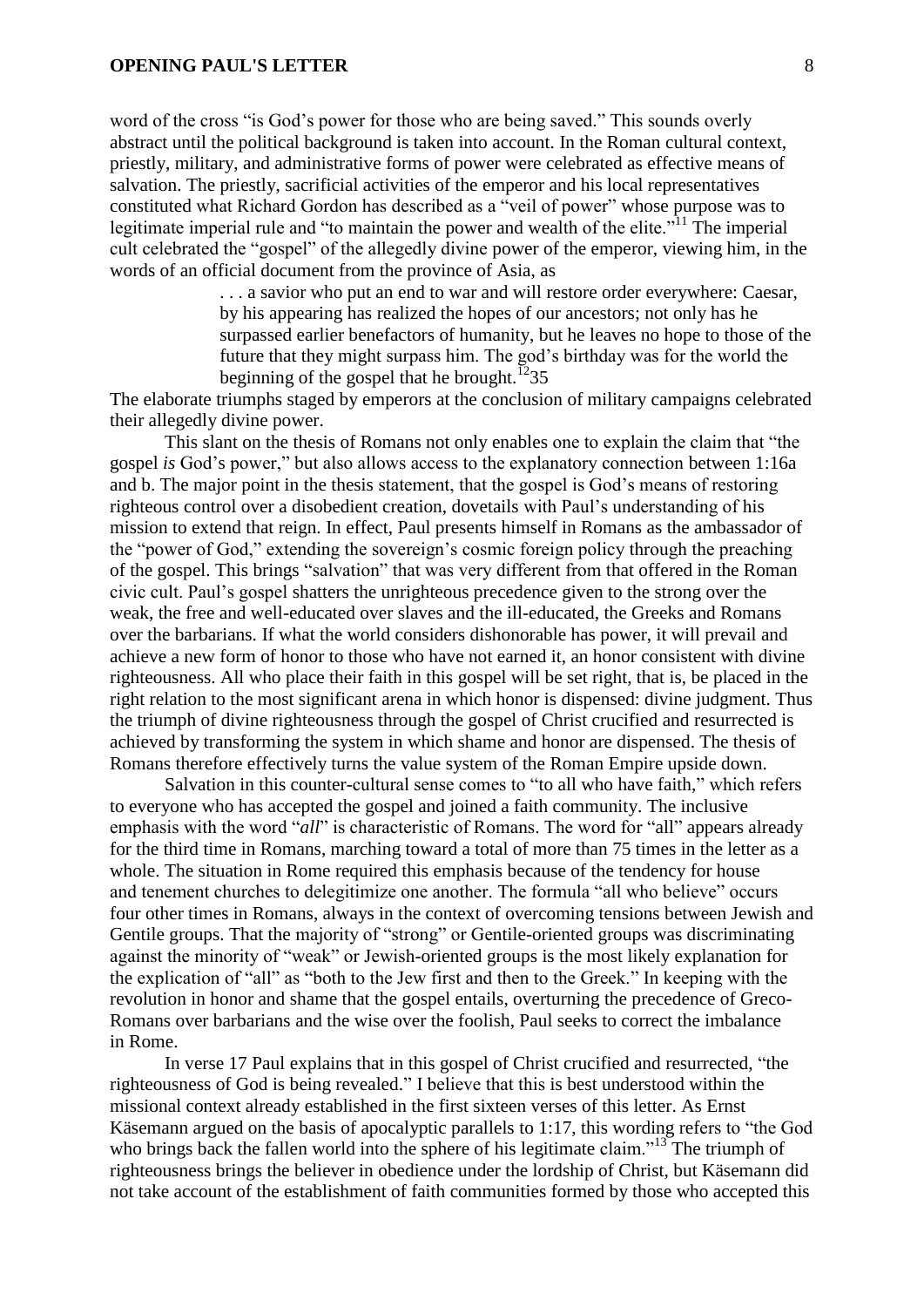word of the cross "is God's power for those who are being saved." This sounds overly abstract until the political background is taken into account. In the Roman cultural context, priestly, military, and administrative forms of power were celebrated as effective means of salvation. The priestly, sacrificial activities of the emperor and his local representatives constituted what Richard Gordon has described as a "veil of power" whose purpose was to legitimate imperial rule and "to maintain the power and wealth of the elite."[11] The imperial cult celebrated the "gospel" of the allegedly divine power of the emperor, viewing him, in the words of an official document from the province of Asia, as

> . . . a savior who put an end to war and will restore order everywhere: Caesar, by his appearing has realized the hopes of our ancestors; not only has he surpassed earlier benefactors of humanity, but he leaves no hope to those of the future that they might surpass him. The god's birthday was for the world the beginning of the gospel that he brought.[12]35

The elaborate triumphs staged by emperors at the conclusion of military campaigns celebrated their allegedly divine power.

This slant on the thesis of Romans not only enables one to explain the claim that "the gospel *is* God's power," but also allows access to the explanatory connection between 1:16a and b. The major point in the thesis statement, that the gospel is God's means of restoring righteous control over a disobedient creation, dovetails with Paul's understanding of his mission to extend that reign. In effect, Paul presents himself in Romans as the ambassador of the "power of God," extending the sovereign's cosmic foreign policy through the preaching of the gospel. This brings "salvation" that was very different from that offered in the Roman civic cult. Paul's gospel shatters the unrighteous precedence given to the strong over the weak, the free and well-educated over slaves and the ill-educated, the Greeks and Romans over the barbarians. If what the world considers dishonorable has power, it will prevail and achieve a new form of honor to those who have not earned it, an honor consistent with divine righteousness. All who place their faith in this gospel will be set right, that is, be placed in the right relation to the most significant arena in which honor is dispensed: divine judgment. Thus the triumph of divine righteousness through the gospel of Christ crucified and resurrected is achieved by transforming the system in which shame and honor are dispensed. The thesis of Romans therefore effectively turns the value system of the Roman Empire upside down.

Salvation in this counter-cultural sense comes to "to all who have faith," which refers to everyone who has accepted the gospel and joined a faith community. The inclusive emphasis with the word "*all*" is characteristic of Romans. The word for "all" appears already for the third time in Romans, marching toward a total of more than 75 times in the letter as a whole. The situation in Rome required this emphasis because of the tendency for house and tenement churches to delegitimize one another. The formula "all who believe" occurs four other times in Romans, always in the context of overcoming tensions between Jewish and Gentile groups. That the majority of "strong" or Gentile-oriented groups was discriminating against the minority of "weak" or Jewish-oriented groups is the most likely explanation for the explication of "all" as "both to the Jew first and then to the Greek." In keeping with the revolution in honor and shame that the gospel entails, overturning the precedence of Greco-Romans over barbarians and the wise over the foolish, Paul seeks to correct the imbalance in Rome.

In verse 17 Paul explains that in this gospel of Christ crucified and resurrected, "the righteousness of God is being revealed." I believe that this is best understood within the missional context already established in the first sixteen verses of this letter. As Ernst Käsemann argued on the basis of apocalyptic parallels to 1:17, this wording refers to "the God who brings back the fallen world into the sphere of his legitimate claim."[13] The triumph of righteousness brings the believer in obedience under the lordship of Christ, but Käsemann did not take account of the establishment of faith communities formed by those who accepted this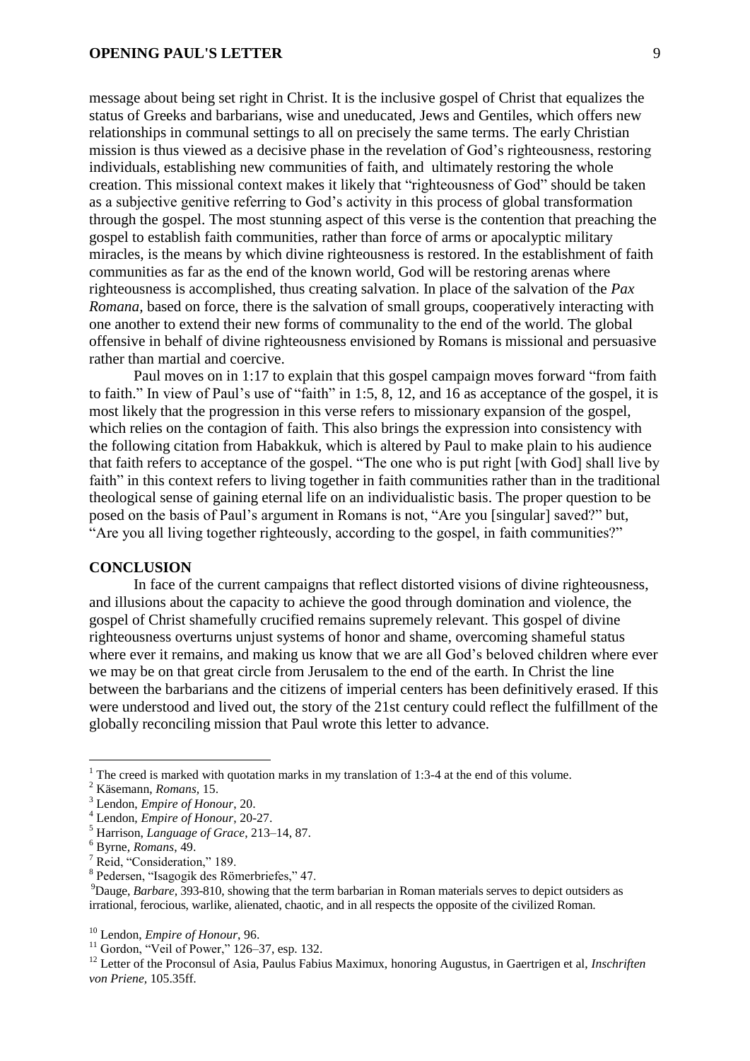message about being set right in Christ. It is the inclusive gospel of Christ that equalizes the status of Greeks and barbarians, wise and uneducated, Jews and Gentiles, which offers new relationships in communal settings to all on precisely the same terms. The early Christian mission is thus viewed as a decisive phase in the revelation of God's righteousness, restoring individuals, establishing new communities of faith, and ultimately restoring the whole creation. This missional context makes it likely that "righteousness of God" should be taken as a subjective genitive referring to God's activity in this process of global transformation through the gospel. The most stunning aspect of this verse is the contention that preaching the gospel to establish faith communities, rather than force of arms or apocalyptic military miracles, is the means by which divine righteousness is restored. In the establishment of faith communities as far as the end of the known world, God will be restoring arenas where righteousness is accomplished, thus creating salvation. In place of the salvation of the *Pax Romana*, based on force, there is the salvation of small groups, cooperatively interacting with one another to extend their new forms of communality to the end of the world. The global offensive in behalf of divine righteousness envisioned by Romans is missional and persuasive rather than martial and coercive.

Paul moves on in 1:17 to explain that this gospel campaign moves forward "from faith to faith." In view of Paul's use of "faith" in 1:5, 8, 12, and 16 as acceptance of the gospel, it is most likely that the progression in this verse refers to missionary expansion of the gospel, which relies on the contagion of faith. This also brings the expression into consistency with the following citation from Habakkuk, which is altered by Paul to make plain to his audience that faith refers to acceptance of the gospel. "The one who is put right [with God] shall live by faith" in this context refers to living together in faith communities rather than in the traditional theological sense of gaining eternal life on an individualistic basis. The proper question to be posed on the basis of Paul's argument in Romans is not, "Are you [singular] saved?" but, "Are you all living together righteously, according to the gospel, in faith communities?"

## CONCLUSION

In face of the current campaigns that reflect distorted visions of divine righteousness, and illusions about the capacity to achieve the good through domination and violence, the gospel of Christ shamefully crucified remains supremely relevant. This gospel of divine righteousness overturns unjust systems of honor and shame, overcoming shameful status where ever it remains, and making us know that we are all God's beloved children where ever we may be on that great circle from Jerusalem to the end of the earth. In Christ the line between the barbarians and the citizens of imperial centers has been definitively erased. If this were understood and lived out, the story of the 21st century could reflect the fulfillment of the globally reconciling mission that Paul wrote this letter to advance.

---

[1] The creed is marked with quotation marks in my translation of 1:3-4 at the end of this volume.

[2] Käsemann, *Romans*, 15.

[3] Lendon, *Empire of Honour*, 20.

[4] Lendon, *Empire of Honour*, 20-27.

[5] Harrison, *Language of Grace*, 213–14, 87.

[6] Byrne, *Romans*, 49.

[7] Reid, "Consideration," 189.

[8] Pedersen, "Isagogik des Römerbriefes," 47.

[9] Dauge, *Barbare*, 393-810, showing that the term barbarian in Roman materials serves to depict outsiders as irrational, ferocious, warlike, alienated, chaotic, and in all respects the opposite of the civilized Roman.

[10] Lendon, *Empire of Honour*, 96.

[11] Gordon, "Veil of Power," 126–37, esp. 132.

[12] Letter of the Proconsul of Asia, Paulus Fabius Maximux, honoring Augustus, in Gaertrigen et al, *Inschriften von Priene*, 105.35ff.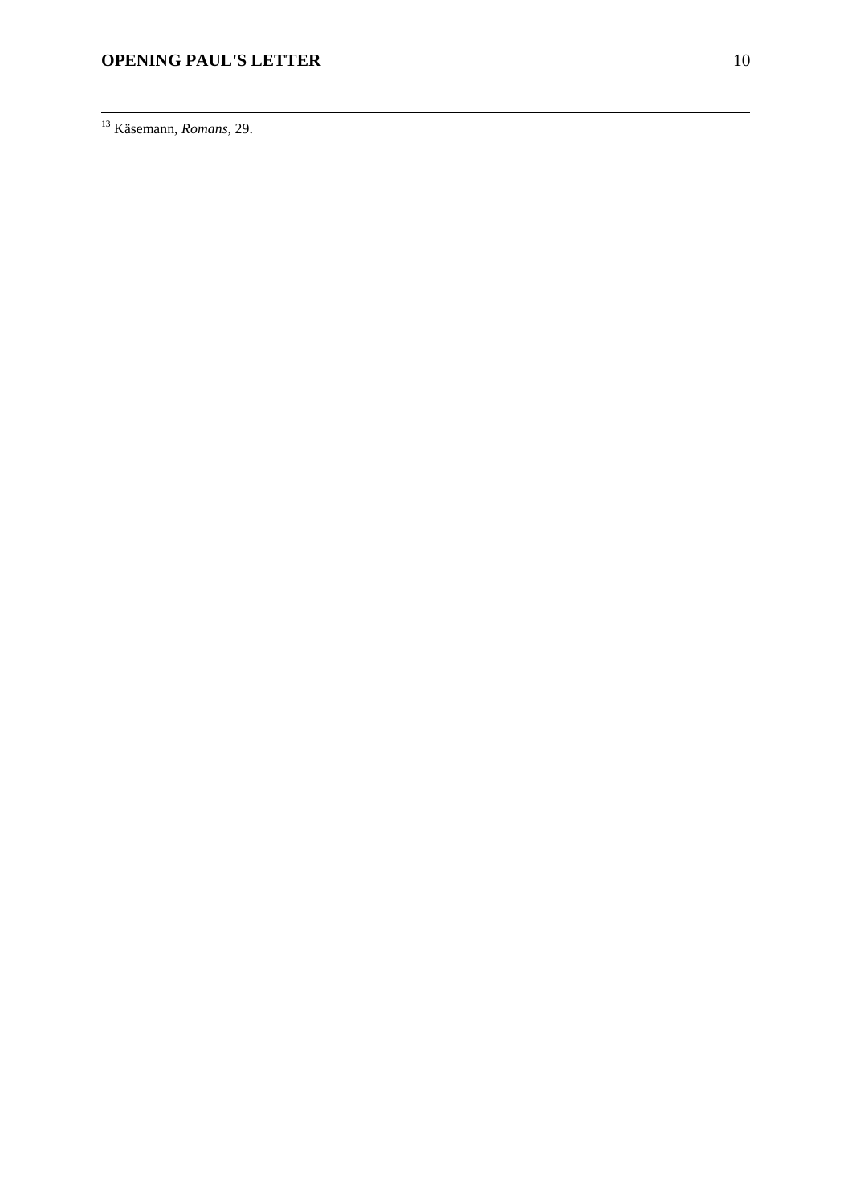[13] Käsemann, *Romans*, 29.